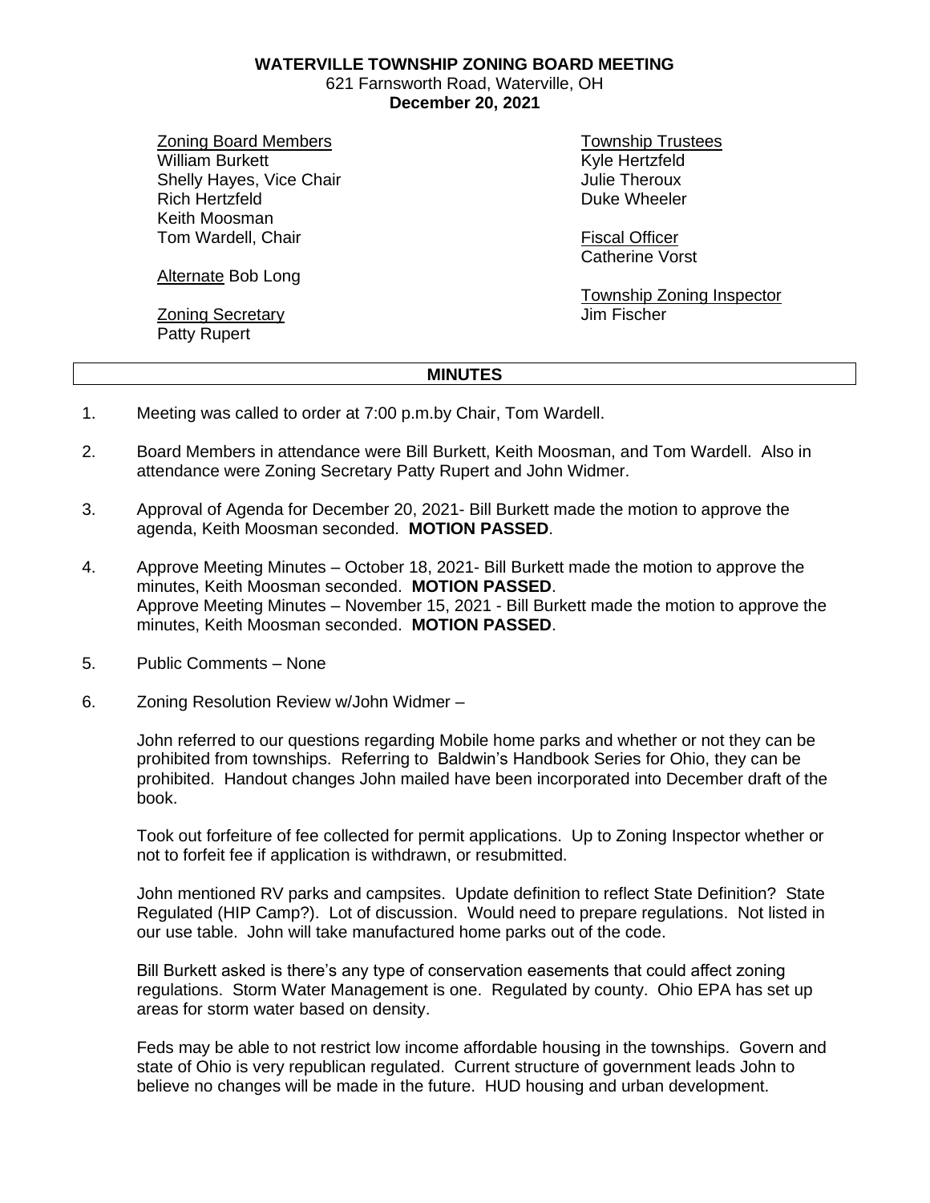**WATERVILLE TOWNSHIP ZONING BOARD MEETING**
621 Farnsworth Road, Waterville, OH
**December 20, 2021**

Zoning Board Members
William Burkett
Shelly Hayes, Vice Chair
Rich Hertzfeld
Keith Moosman
Tom Wardell, Chair

Alternate Bob Long

Zoning Secretary
Patty Rupert

Township Trustees
Kyle Hertzfeld
Julie Theroux
Duke Wheeler

Fiscal Officer
Catherine Vorst

Township Zoning Inspector
Jim Fischer

## MINUTES

1. Meeting was called to order at 7:00 p.m.by Chair, Tom Wardell.

2. Board Members in attendance were Bill Burkett, Keith Moosman, and Tom Wardell. Also in attendance were Zoning Secretary Patty Rupert and John Widmer.

3. Approval of Agenda for December 20, 2021- Bill Burkett made the motion to approve the agenda, Keith Moosman seconded. **MOTION PASSED**.

4. Approve Meeting Minutes – October 18, 2021- Bill Burkett made the motion to approve the minutes, Keith Moosman seconded. **MOTION PASSED**.
   Approve Meeting Minutes – November 15, 2021 - Bill Burkett made the motion to approve the minutes, Keith Moosman seconded. **MOTION PASSED**.

5. Public Comments – None

6. Zoning Resolution Review w/John Widmer –

   John referred to our questions regarding Mobile home parks and whether or not they can be prohibited from townships. Referring to Baldwin's Handbook Series for Ohio, they can be prohibited. Handout changes John mailed have been incorporated into December draft of the book.

   Took out forfeiture of fee collected for permit applications. Up to Zoning Inspector whether or not to forfeit fee if application is withdrawn, or resubmitted.

   John mentioned RV parks and campsites. Update definition to reflect State Definition? State Regulated (HIP Camp?). Lot of discussion. Would need to prepare regulations. Not listed in our use table. John will take manufactured home parks out of the code.

   Bill Burkett asked is there's any type of conservation easements that could affect zoning regulations. Storm Water Management is one. Regulated by county. Ohio EPA has set up areas for storm water based on density.

   Feds may be able to not restrict low income affordable housing in the townships. Govern and state of Ohio is very republican regulated. Current structure of government leads John to believe no changes will be made in the future. HUD housing and urban development.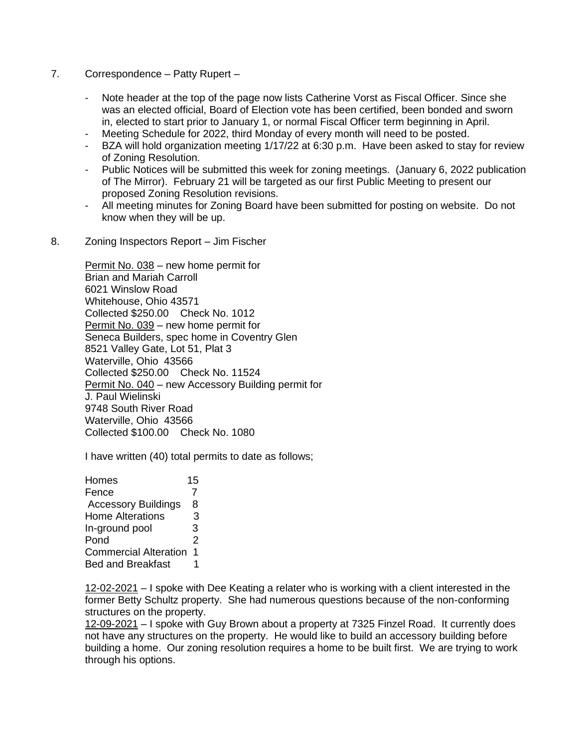7. Correspondence – Patty Rupert –

   - Note header at the top of the page now lists Catherine Vorst as Fiscal Officer. Since she was an elected official, Board of Election vote has been certified, been bonded and sworn in, elected to start prior to January 1, or normal Fiscal Officer term beginning in April.
   - Meeting Schedule for 2022, third Monday of every month will need to be posted.
   - BZA will hold organization meeting 1/17/22 at 6:30 p.m. Have been asked to stay for review of Zoning Resolution.
   - Public Notices will be submitted this week for zoning meetings. (January 6, 2022 publication of The Mirror). February 21 will be targeted as our first Public Meeting to present our proposed Zoning Resolution revisions.
   - All meeting minutes for Zoning Board have been submitted for posting on website. Do not know when they will be up.

8. Zoning Inspectors Report – Jim Fischer

   Permit No. 038 – new home permit for
   Brian and Mariah Carroll
   6021 Winslow Road
   Whitehouse, Ohio 43571
   Collected $250.00 Check No. 1012
   Permit No. 039 – new home permit for
   Seneca Builders, spec home in Coventry Glen
   8521 Valley Gate, Lot 51, Plat 3
   Waterville, Ohio 43566
   Collected $250.00 Check No. 11524
   Permit No. 040 – new Accessory Building permit for
   J. Paul Wielinski
   9748 South River Road
   Waterville, Ohio 43566
   Collected $100.00 Check No. 1080

   I have written (40) total permits to date as follows;

   | | |
   |---|---|
   | Homes | 15 |
   | Fence | 7 |
   | Accessory Buildings | 8 |
   | Home Alterations | 3 |
   | In-ground pool | 3 |
   | Pond | 2 |
   | Commercial Alteration | 1 |
   | Bed and Breakfast | 1 |

   12-02-2021 – I spoke with Dee Keating a relater who is working with a client interested in the former Betty Schultz property. She had numerous questions because of the non-conforming structures on the property.
   12-09-2021 – I spoke with Guy Brown about a property at 7325 Finzel Road. It currently does not have any structures on the property. He would like to build an accessory building before building a home. Our zoning resolution requires a home to be built first. We are trying to work through his options.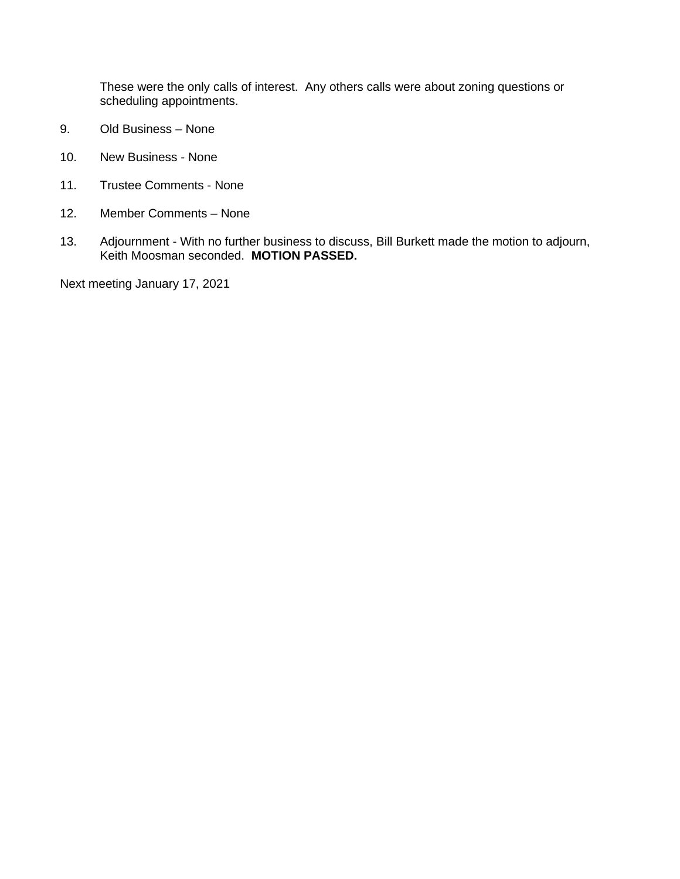These were the only calls of interest.  Any others calls were about zoning questions or scheduling appointments.

9. Old Business – None

10. New Business - None

11. Trustee Comments - None

12. Member Comments – None

13. Adjournment - With no further business to discuss, Bill Burkett made the motion to adjourn, Keith Moosman seconded.  **MOTION PASSED.**

Next meeting January 17, 2021